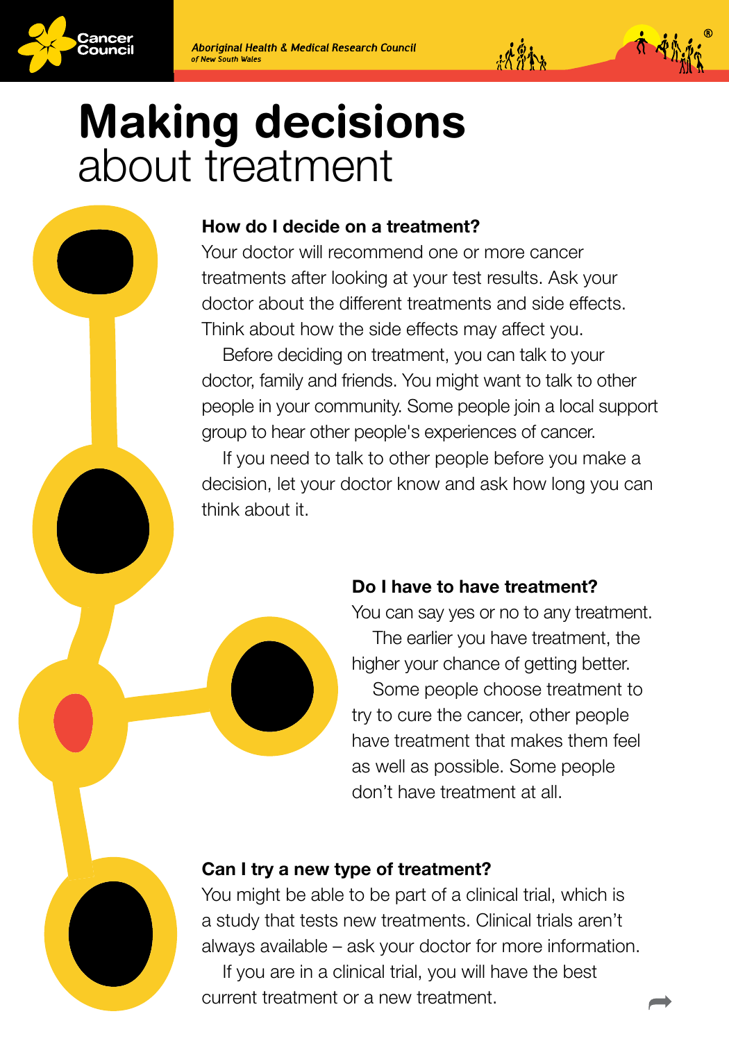# Making decisions about treatment

### How do I decide on a treatment?

Your doctor will recommend one or more cancer treatments after looking at your test results. Ask your doctor about the different treatments and side effects. Think about how the side effects may affect you.

Before deciding on treatment, you can talk to your doctor, family and friends. You might want to talk to other people in your community. Some people join a local support group to hear other people's experiences of cancer.

If you need to talk to other people before you make a decision, let your doctor know and ask how long you can think about it.

### Do I have to have treatment?

You can say yes or no to any treatment.

The earlier you have treatment, the higher your chance of getting better.

Some people choose treatment to try to cure the cancer, other people have treatment that makes them feel as well as possible. Some people don't have treatment at all.

### Can I try a new type of treatment?

You might be able to be part of a clinical trial, which is a study that tests new treatments. Clinical trials aren't always available – ask your doctor for more information.

If you are in a clinical trial, you will have the best current treatment or a new treatment.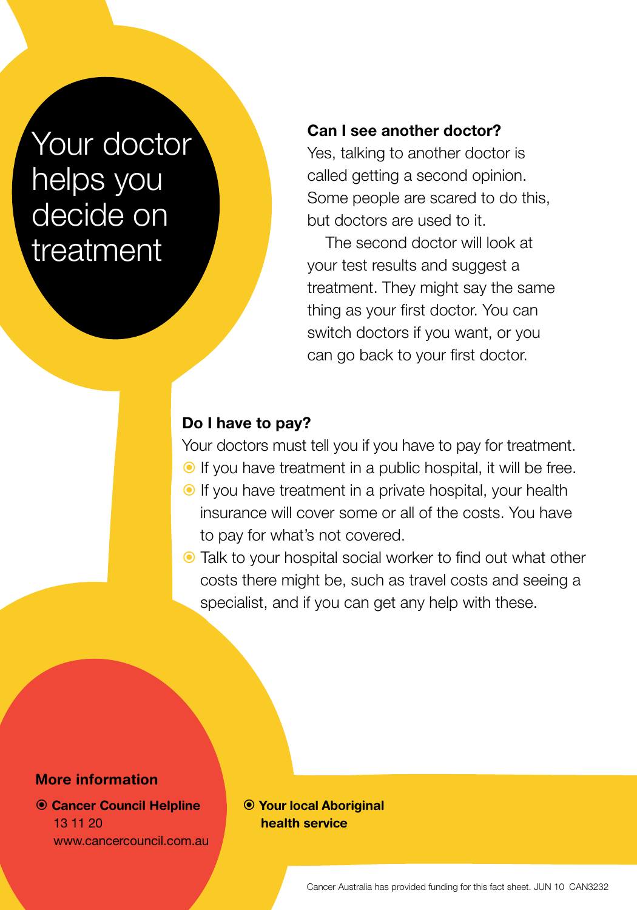# Your doctor helps you decide on treatment

## Can I see another doctor?

Yes, talking to another doctor is called getting a second opinion. Some people are scared to do this, but doctors are used to it.

The second doctor will look at your test results and suggest a treatment. They might say the same thing as your first doctor. You can switch doctors if you want, or you can go back to your first doctor.

## Do I have to pay?

Your doctors must tell you if you have to pay for treatment.

- If you have treatment in a public hospital, it will be free.
- If you have treatment in a private hospital, your health insurance will cover some or all of the costs. You have to pay for what's not covered.
- Talk to your hospital social worker to find out what other costs there might be, such as travel costs and seeing a specialist, and if you can get any help with these.

## More information

- **Cancer Council Helpline**
  13 11 20
  www.cancercouncil.com.au
- **Your local Aboriginal health service**

Cancer Australia has provided funding for this fact sheet. JUN 10 CAN3232